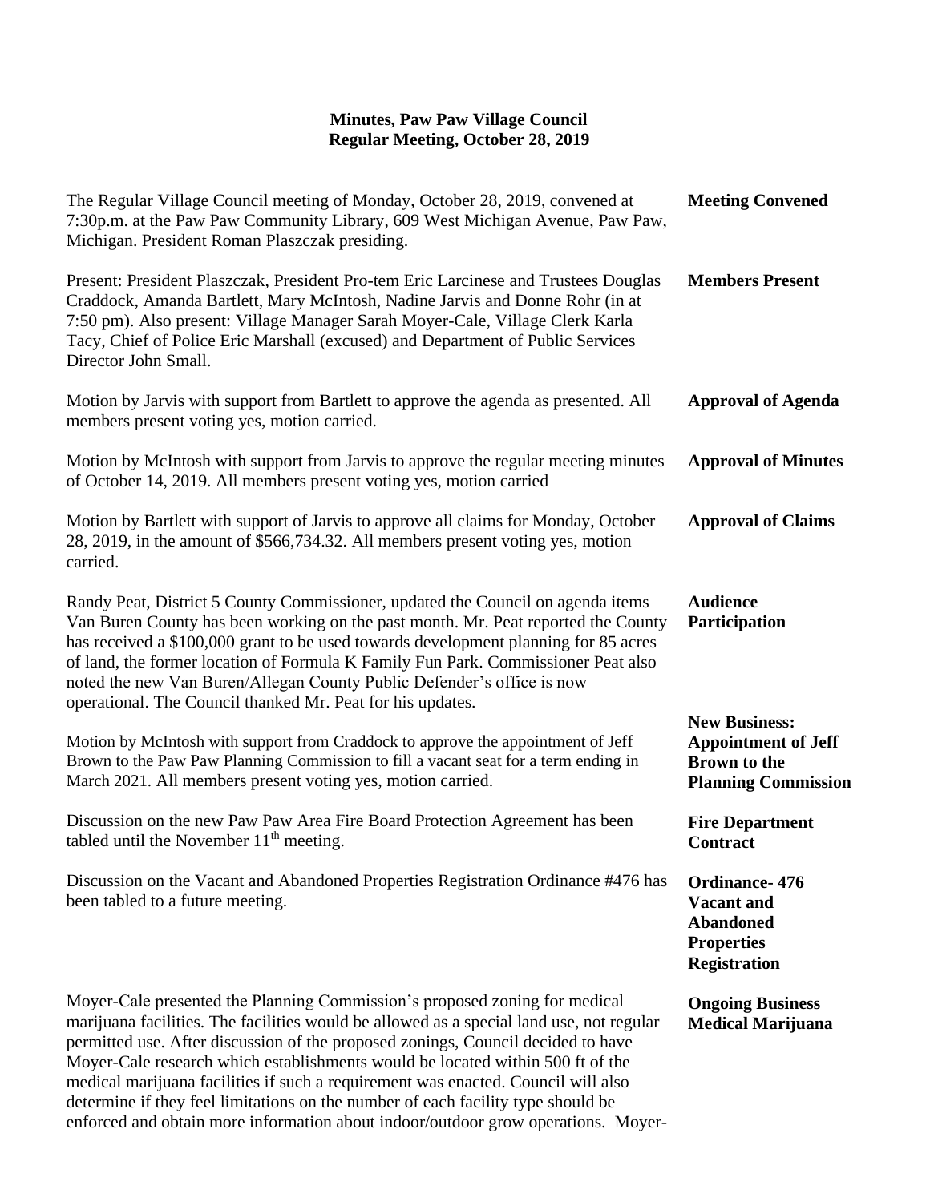# Minutes, Paw Paw Village Council
## Regular Meeting, October 28, 2019

**Meeting Convened**

The Regular Village Council meeting of Monday, October 28, 2019, convened at 7:30p.m. at the Paw Paw Community Library, 609 West Michigan Avenue, Paw Paw, Michigan. President Roman Plaszczak presiding.

**Members Present**

Present: President Plaszczak, President Pro-tem Eric Larcinese and Trustees Douglas Craddock, Amanda Bartlett, Mary McIntosh, Nadine Jarvis and Donne Rohr (in at 7:50 pm). Also present: Village Manager Sarah Moyer-Cale, Village Clerk Karla Tacy, Chief of Police Eric Marshall (excused) and Department of Public Services Director John Small.

**Approval of Agenda**

Motion by Jarvis with support from Bartlett to approve the agenda as presented. All members present voting yes, motion carried.

**Approval of Minutes**

Motion by McIntosh with support from Jarvis to approve the regular meeting minutes of October 14, 2019. All members present voting yes, motion carried

**Approval of Claims**

Motion by Bartlett with support of Jarvis to approve all claims for Monday, October 28, 2019, in the amount of $566,734.32. All members present voting yes, motion carried.

**Audience Participation**

Randy Peat, District 5 County Commissioner, updated the Council on agenda items Van Buren County has been working on the past month. Mr. Peat reported the County has received a $100,000 grant to be used towards development planning for 85 acres of land, the former location of Formula K Family Fun Park. Commissioner Peat also noted the new Van Buren/Allegan County Public Defender's office is now operational. The Council thanked Mr. Peat for his updates.

**New Business: Appointment of Jeff Brown to the Planning Commission**

Motion by McIntosh with support from Craddock to approve the appointment of Jeff Brown to the Paw Paw Planning Commission to fill a vacant seat for a term ending in March 2021. All members present voting yes, motion carried.

**Fire Department Contract**

Discussion on the new Paw Paw Area Fire Board Protection Agreement has been tabled until the November 11th meeting.

**Ordinance- 476 Vacant and Abandoned Properties Registration**

Discussion on the Vacant and Abandoned Properties Registration Ordinance #476 has been tabled to a future meeting.

**Ongoing Business Medical Marijuana**

Moyer-Cale presented the Planning Commission's proposed zoning for medical marijuana facilities. The facilities would be allowed as a special land use, not regular permitted use. After discussion of the proposed zonings, Council decided to have Moyer-Cale research which establishments would be located within 500 ft of the medical marijuana facilities if such a requirement was enacted. Council will also determine if they feel limitations on the number of each facility type should be enforced and obtain more information about indoor/outdoor grow operations. Moyer-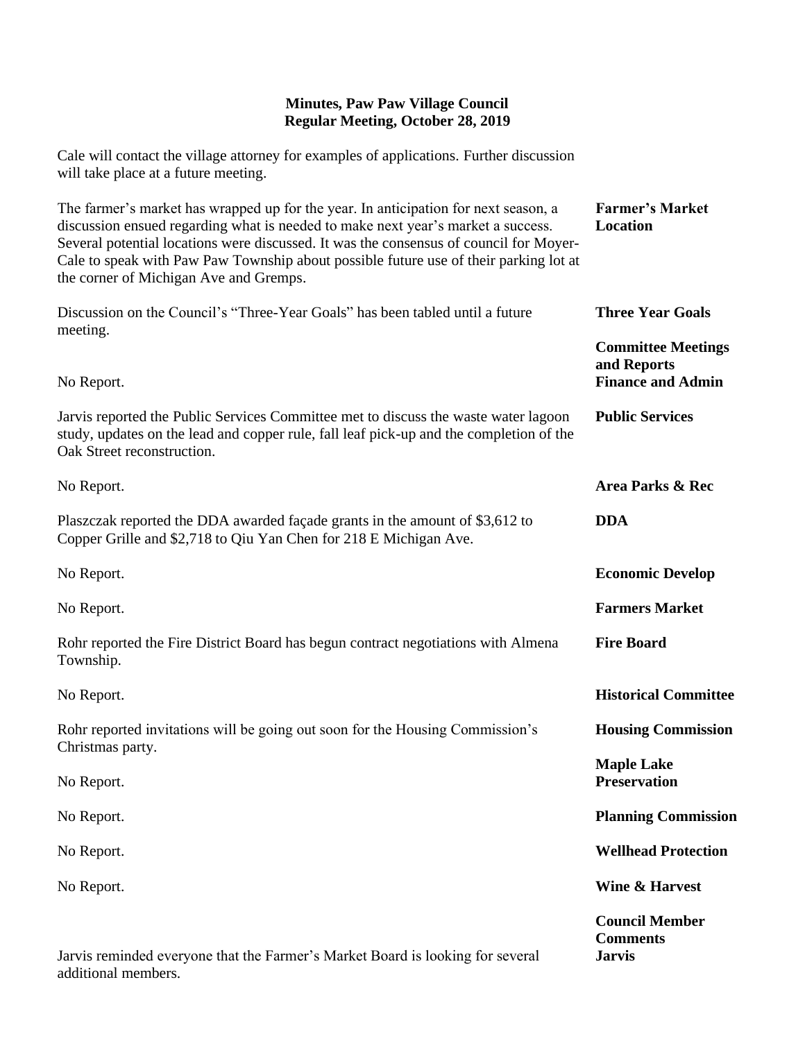**Minutes, Paw Paw Village Council**
**Regular Meeting, October 28, 2019**

Cale will contact the village attorney for examples of applications. Further discussion will take place at a future meeting.

**Farmer's Market Location**

The farmer's market has wrapped up for the year. In anticipation for next season, a discussion ensued regarding what is needed to make next year's market a success. Several potential locations were discussed. It was the consensus of council for Moyer-Cale to speak with Paw Paw Township about possible future use of their parking lot at the corner of Michigan Ave and Gremps.

**Three Year Goals**

Discussion on the Council's "Three-Year Goals" has been tabled until a future meeting.

**Committee Meetings and Reports**

**Finance and Admin**

No Report.

**Public Services**

Jarvis reported the Public Services Committee met to discuss the waste water lagoon study, updates on the lead and copper rule, fall leaf pick-up and the completion of the Oak Street reconstruction.

**Area Parks & Rec**

No Report.

**DDA**

Plaszczak reported the DDA awarded façade grants in the amount of $3,612 to Copper Grille and $2,718 to Qiu Yan Chen for 218 E Michigan Ave.

**Economic Develop**

No Report.

**Farmers Market**

No Report.

**Fire Board**

Rohr reported the Fire District Board has begun contract negotiations with Almena Township.

**Historical Committee**

No Report.

**Housing Commission**

Rohr reported invitations will be going out soon for the Housing Commission's Christmas party.

**Maple Lake Preservation**

No Report.

**Planning Commission**

No Report.

**Wellhead Protection**

No Report.

**Wine & Harvest**

No Report.

**Council Member Comments**

**Jarvis**

Jarvis reminded everyone that the Farmer's Market Board is looking for several additional members.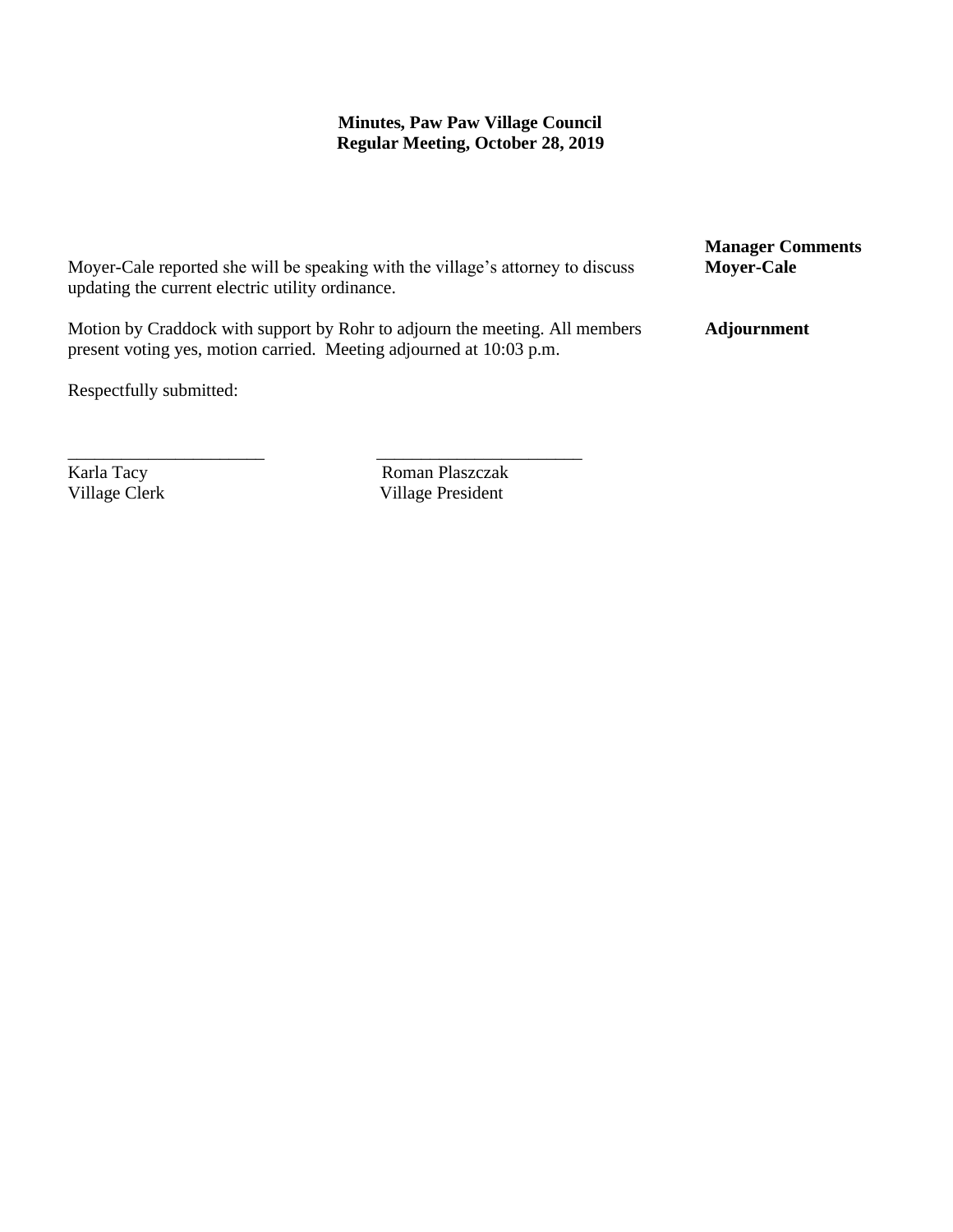**Minutes, Paw Paw Village Council**
**Regular Meeting, October 28, 2019**

**Manager Comments**
**Moyer-Cale**

Moyer-Cale reported she will be speaking with the village's attorney to discuss updating the current electric utility ordinance.

**Adjournment**

Motion by Craddock with support by Rohr to adjourn the meeting. All members present voting yes, motion carried. Meeting adjourned at 10:03 p.m.

Respectfully submitted:

______________________ ______________________
Karla Tacy Roman Plaszczak
Village Clerk Village President